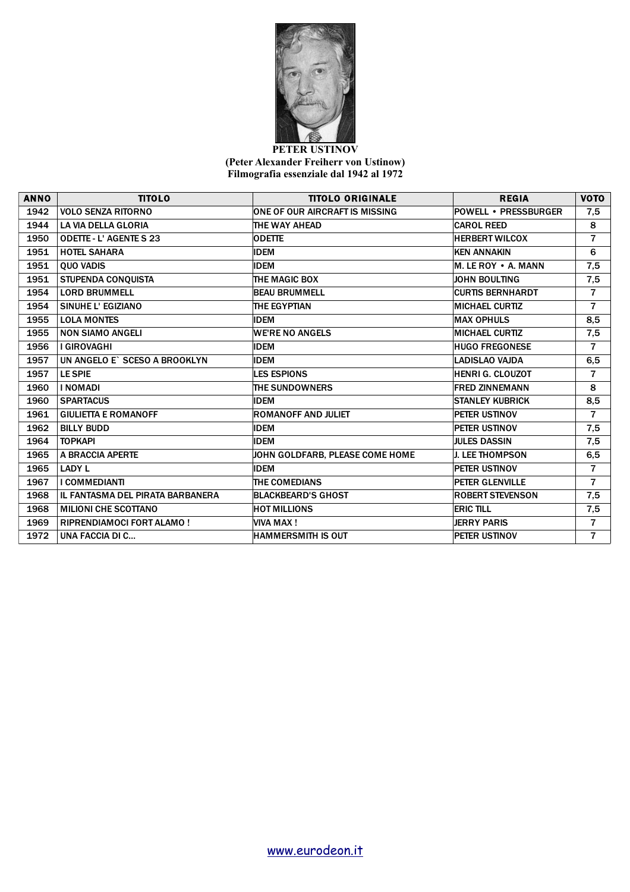**PETER USTINOV**
**(Peter Alexander Freiherr von Ustinow)**
**Filmografia essenziale dal 1942 al 1972**

| ANNO | TITOLO | TITOLO ORIGINALE | REGIA | VOTO |
|---|---|---|---|---|
| 1942 | VOLO SENZA RITORNO | ONE OF OUR AIRCRAFT IS MISSING | POWELL • PRESSBURGER | 7,5 |
| 1944 | LA VIA DELLA GLORIA | THE WAY AHEAD | CAROL REED | 8 |
| 1950 | ODETTE - L' AGENTE S 23 | ODETTE | HERBERT WILCOX | 7 |
| 1951 | HOTEL SAHARA | IDEM | KEN ANNAKIN | 6 |
| 1951 | QUO VADIS | IDEM | M. LE ROY • A. MANN | 7,5 |
| 1951 | STUPENDA CONQUISTA | THE MAGIC BOX | JOHN BOULTING | 7,5 |
| 1954 | LORD BRUMMELL | BEAU BRUMMELL | CURTIS BERNHARDT | 7 |
| 1954 | SINUHE L' EGIZIANO | THE EGYPTIAN | MICHAEL CURTIZ | 7 |
| 1955 | LOLA MONTES | IDEM | MAX OPHULS | 8,5 |
| 1955 | NON SIAMO ANGELI | WE'RE NO ANGELS | MICHAEL CURTIZ | 7,5 |
| 1956 | I GIROVAGHI | IDEM | HUGO FREGONESE | 7 |
| 1957 | UN ANGELO E` SCESO A BROOKLYN | IDEM | LADISLAO VAJDA | 6,5 |
| 1957 | LE SPIE | LES ESPIONS | HENRI G. CLOUZOT | 7 |
| 1960 | I NOMADI | THE SUNDOWNERS | FRED ZINNEMANN | 8 |
| 1960 | SPARTACUS | IDEM | STANLEY KUBRICK | 8,5 |
| 1961 | GIULIETTA E ROMANOFF | ROMANOFF AND JULIET | PETER USTINOV | 7 |
| 1962 | BILLY BUDD | IDEM | PETER USTINOV | 7,5 |
| 1964 | TOPKAPI | IDEM | JULES DASSIN | 7,5 |
| 1965 | A BRACCIA APERTE | JOHN GOLDFARB, PLEASE COME HOME | J. LEE THOMPSON | 6,5 |
| 1965 | LADY L | IDEM | PETER USTINOV | 7 |
| 1967 | I COMMEDIANTI | THE COMEDIANS | PETER GLENVILLE | 7 |
| 1968 | IL FANTASMA DEL PIRATA BARBANERA | BLACKBEARD'S GHOST | ROBERT STEVENSON | 7,5 |
| 1968 | MILIONI CHE SCOTTANO | HOT MILLIONS | ERIC TILL | 7,5 |
| 1969 | RIPRENDIAMOCI FORT ALAMO ! | VIVA MAX ! | JERRY PARIS | 7 |
| 1972 | UNA FACCIA DI C... | HAMMERSMITH IS OUT | PETER USTINOV | 7 |

www.eurodeon.it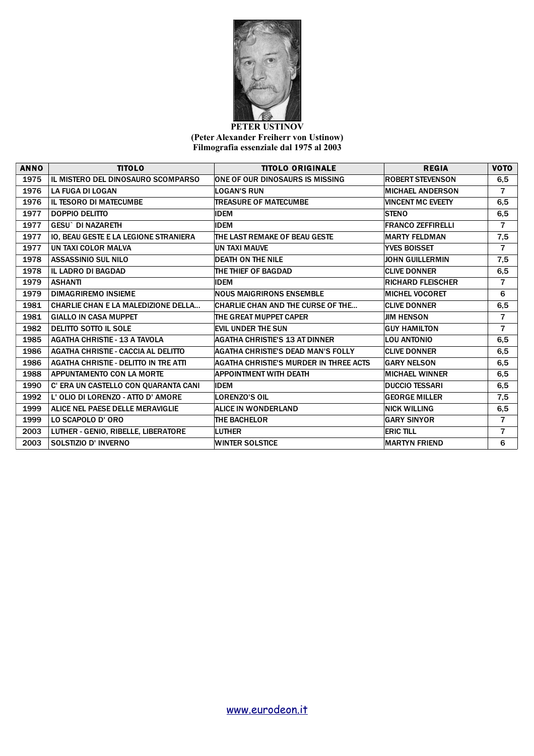**PETER USTINOV**
**(Peter Alexander Freiherr von Ustinow)**
**Filmografia essenziale dal 1975 al 2003**

| ANNO | TITOLO | TITOLO ORIGINALE | REGIA | VOTO |
|---|---|---|---|---|
| 1975 | IL MISTERO DEL DINOSAURO SCOMPARSO | ONE OF OUR DINOSAURS IS MISSING | ROBERT STEVENSON | 6,5 |
| 1976 | LA FUGA DI LOGAN | LOGAN'S RUN | MICHAEL ANDERSON | 7 |
| 1976 | IL TESORO DI MATECUMBE | TREASURE OF MATECUMBE | VINCENT MC EVEETY | 6,5 |
| 1977 | DOPPIO DELITTO | IDEM | STENO | 6,5 |
| 1977 | GESU` DI NAZARETH | IDEM | FRANCO ZEFFIRELLI | 7 |
| 1977 | IO, BEAU GESTE E LA LEGIONE STRANIERA | THE LAST REMAKE OF BEAU GESTE | MARTY FELDMAN | 7,5 |
| 1977 | UN TAXI COLOR MALVA | UN TAXI MAUVE | YVES BOISSET | 7 |
| 1978 | ASSASSINIO SUL NILO | DEATH ON THE NILE | JOHN GUILLERMIN | 7,5 |
| 1978 | IL LADRO DI BAGDAD | THE THIEF OF BAGDAD | CLIVE DONNER | 6,5 |
| 1979 | ASHANTI | IDEM | RICHARD FLEISCHER | 7 |
| 1979 | DIMAGRIREMO INSIEME | NOUS MAIGRIRONS ENSEMBLE | MICHEL VOCORET | 6 |
| 1981 | CHARLIE CHAN E LA MALEDIZIONE DELLA... | CHARLIE CHAN AND THE CURSE OF THE... | CLIVE DONNER | 6,5 |
| 1981 | GIALLO IN CASA MUPPET | THE GREAT MUPPET CAPER | JIM HENSON | 7 |
| 1982 | DELITTO SOTTO IL SOLE | EVIL UNDER THE SUN | GUY HAMILTON | 7 |
| 1985 | AGATHA CHRISTIE - 13 A TAVOLA | AGATHA CHRISTIE'S 13 AT DINNER | LOU ANTONIO | 6,5 |
| 1986 | AGATHA CHRISTIE - CACCIA AL DELITTO | AGATHA CHRISTIE'S DEAD MAN'S FOLLY | CLIVE DONNER | 6,5 |
| 1986 | AGATHA CHRISTIE - DELITTO IN TRE ATTI | AGATHA CHRISTIE'S MURDER IN THREE ACTS | GARY NELSON | 6,5 |
| 1988 | APPUNTAMENTO CON LA MORTE | APPOINTMENT WITH DEATH | MICHAEL WINNER | 6,5 |
| 1990 | C' ERA UN CASTELLO CON QUARANTA CANI | IDEM | DUCCIO TESSARI | 6,5 |
| 1992 | L' OLIO DI LORENZO - ATTO D' AMORE | LORENZO'S OIL | GEORGE MILLER | 7,5 |
| 1999 | ALICE NEL PAESE DELLE MERAVIGLIE | ALICE IN WONDERLAND | NICK WILLING | 6,5 |
| 1999 | LO SCAPOLO D' ORO | THE BACHELOR | GARY SINYOR | 7 |
| 2003 | LUTHER - GENIO, RIBELLE, LIBERATORE | LUTHER | ERIC TILL | 7 |
| 2003 | SOLSTIZIO D' INVERNO | WINTER SOLSTICE | MARTYN FRIEND | 6 |

www.eurodeon.it